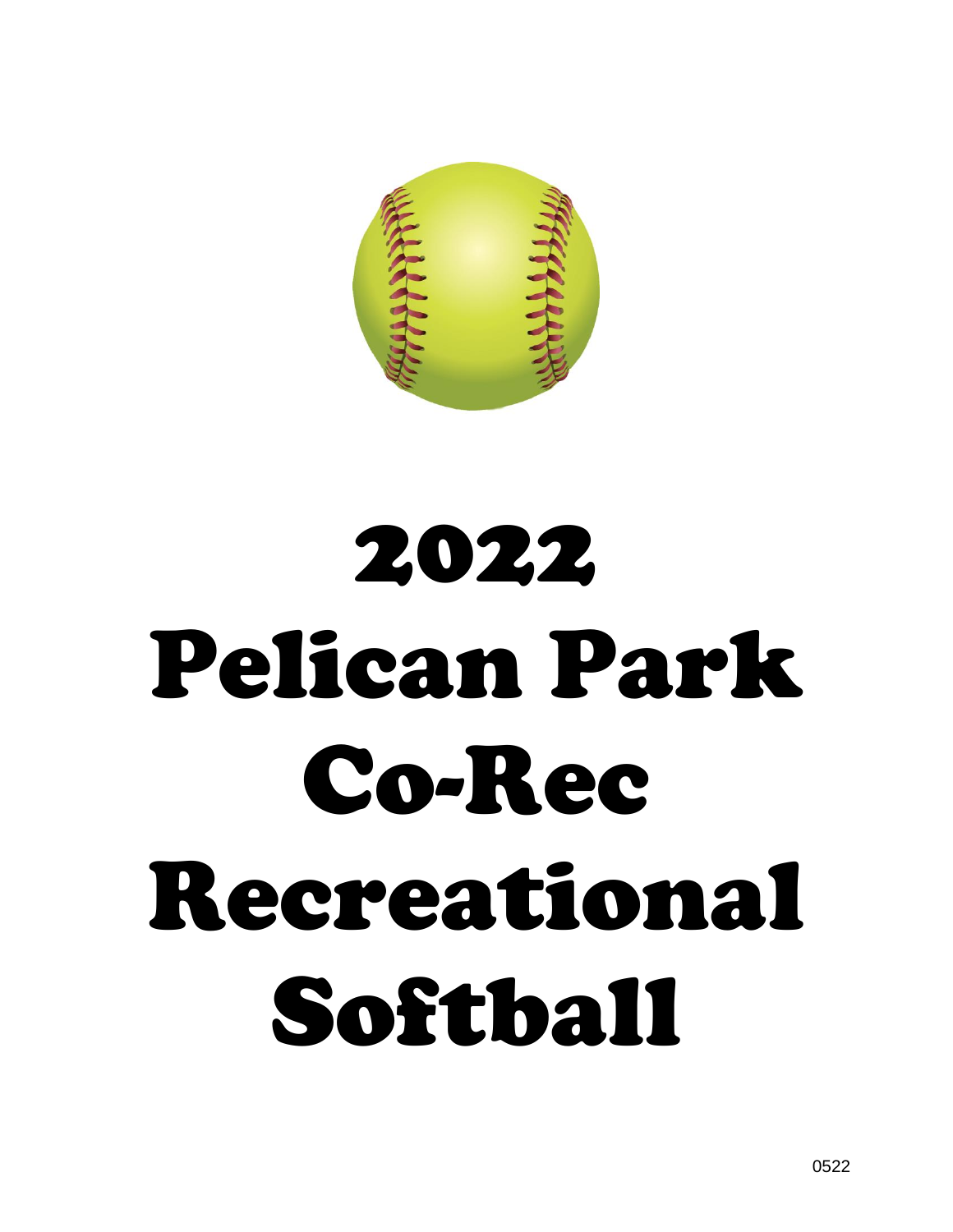# 2022 Pelican Park Co-Rec Recreational Softball

0522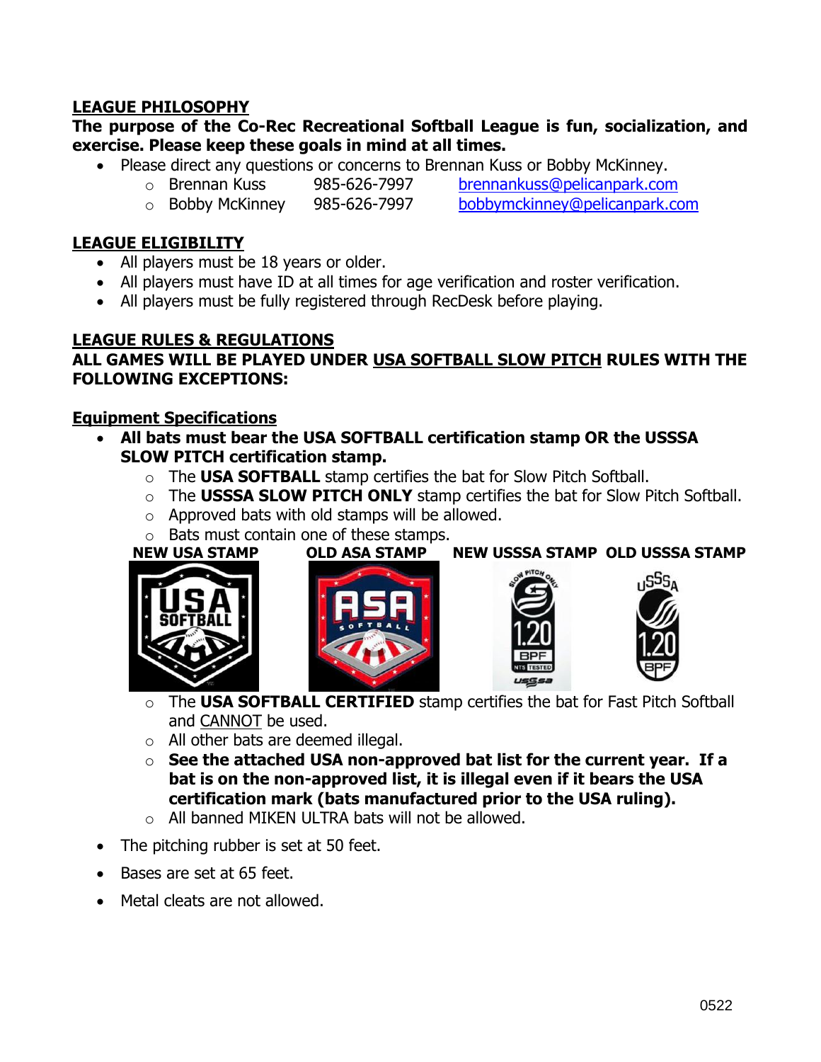## LEAGUE PHILOSOPHY

**The purpose of the Co-Rec Recreational Softball League is fun, socialization, and exercise. Please keep these goals in mind at all times.**

- Please direct any questions or concerns to Brennan Kuss or Bobby McKinney.
  - Brennan Kuss 985-626-7997 brennankuss@pelicanpark.com
  - Bobby McKinney 985-626-7997 bobbymckinney@pelicanpark.com

## LEAGUE ELIGIBILITY

- All players must be 18 years or older.
- All players must have ID at all times for age verification and roster verification.
- All players must be fully registered through RecDesk before playing.

## LEAGUE RULES & REGULATIONS

**ALL GAMES WILL BE PLAYED UNDER USA SOFTBALL SLOW PITCH RULES WITH THE FOLLOWING EXCEPTIONS:**

### Equipment Specifications

- **All bats must bear the USA SOFTBALL certification stamp OR the USSSA SLOW PITCH certification stamp.**
  - The **USA SOFTBALL** stamp certifies the bat for Slow Pitch Softball.
  - The **USSSA SLOW PITCH ONLY** stamp certifies the bat for Slow Pitch Softball.
  - Approved bats with old stamps will be allowed.
  - Bats must contain one of these stamps.

**NEW USA STAMP** **OLD ASA STAMP** **NEW USSSA STAMP** **OLD USSSA STAMP**

  - The **USA SOFTBALL CERTIFIED** stamp certifies the bat for Fast Pitch Softball and CANNOT be used.
  - All other bats are deemed illegal.
  - **See the attached USA non-approved bat list for the current year. If a bat is on the non-approved list, it is illegal even if it bears the USA certification mark (bats manufactured prior to the USA ruling).**
  - All banned MIKEN ULTRA bats will not be allowed.
- The pitching rubber is set at 50 feet.
- Bases are set at 65 feet.
- Metal cleats are not allowed.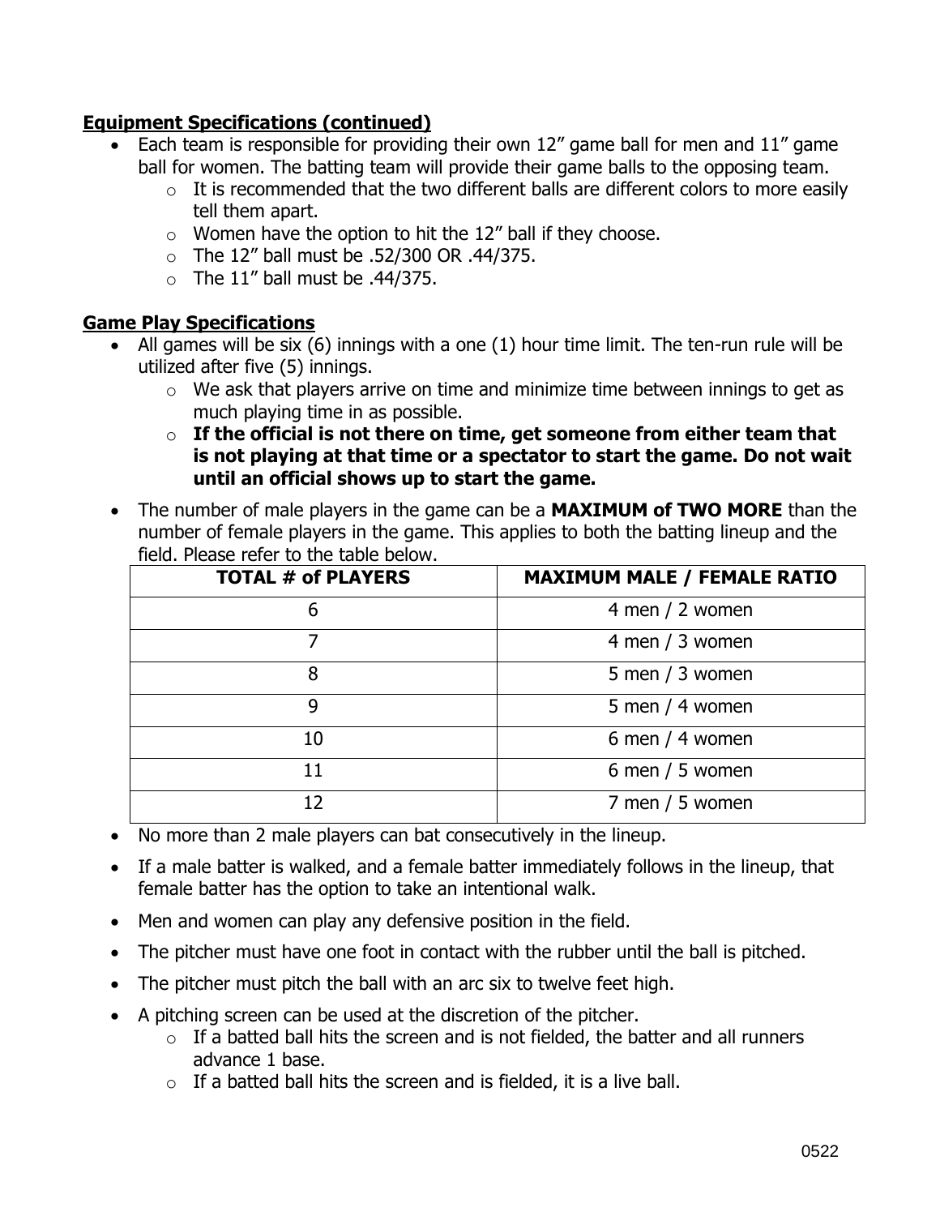**Equipment Specifications (continued)**

- Each team is responsible for providing their own 12" game ball for men and 11" game ball for women. The batting team will provide their game balls to the opposing team.
  - It is recommended that the two different balls are different colors to more easily tell them apart.
  - Women have the option to hit the 12" ball if they choose.
  - The 12" ball must be .52/300 OR .44/375.
  - The 11" ball must be .44/375.

**Game Play Specifications**

- All games will be six (6) innings with a one (1) hour time limit. The ten-run rule will be utilized after five (5) innings.
  - We ask that players arrive on time and minimize time between innings to get as much playing time in as possible.
  - **If the official is not there on time, get someone from either team that is not playing at that time or a spectator to start the game. Do not wait until an official shows up to start the game.**
- The number of male players in the game can be a **MAXIMUM of TWO MORE** than the number of female players in the game. This applies to both the batting lineup and the field. Please refer to the table below.

| TOTAL # of PLAYERS | MAXIMUM MALE / FEMALE RATIO |
|---|---|
| 6 | 4 men / 2 women |
| 7 | 4 men / 3 women |
| 8 | 5 men / 3 women |
| 9 | 5 men / 4 women |
| 10 | 6 men / 4 women |
| 11 | 6 men / 5 women |
| 12 | 7 men / 5 women |

- No more than 2 male players can bat consecutively in the lineup.
- If a male batter is walked, and a female batter immediately follows in the lineup, that female batter has the option to take an intentional walk.
- Men and women can play any defensive position in the field.
- The pitcher must have one foot in contact with the rubber until the ball is pitched.
- The pitcher must pitch the ball with an arc six to twelve feet high.
- A pitching screen can be used at the discretion of the pitcher.
  - If a batted ball hits the screen and is not fielded, the batter and all runners advance 1 base.
  - If a batted ball hits the screen and is fielded, it is a live ball.

0522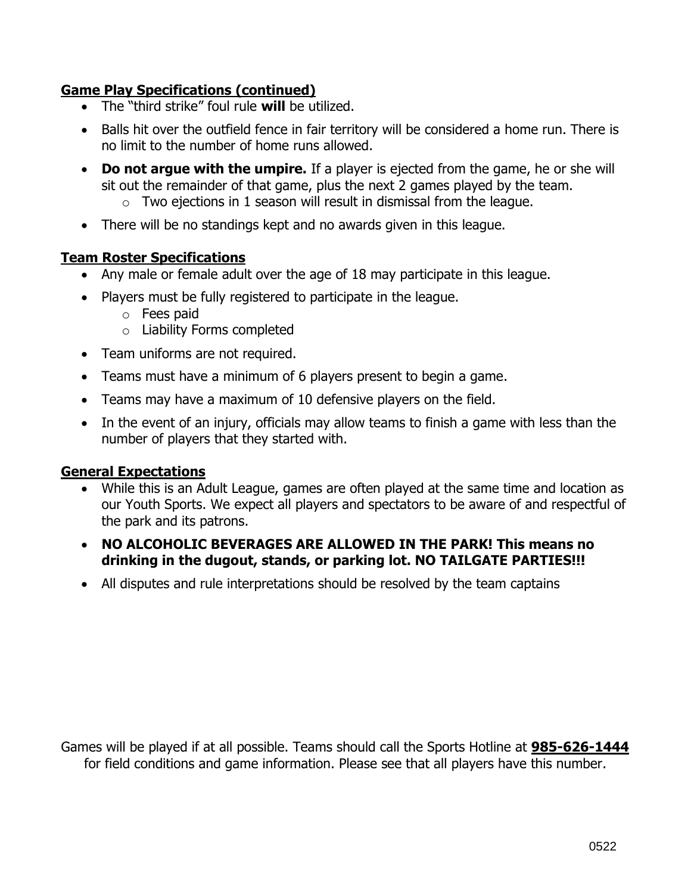## Game Play Specifications (continued)

- The “third strike” foul rule **will** be utilized.
- Balls hit over the outfield fence in fair territory will be considered a home run. There is no limit to the number of home runs allowed.
- **Do not argue with the umpire.** If a player is ejected from the game, he or she will sit out the remainder of that game, plus the next 2 games played by the team.
  - Two ejections in 1 season will result in dismissal from the league.
- There will be no standings kept and no awards given in this league.

## Team Roster Specifications

- Any male or female adult over the age of 18 may participate in this league.
- Players must be fully registered to participate in the league.
  - Fees paid
  - Liability Forms completed
- Team uniforms are not required.
- Teams must have a minimum of 6 players present to begin a game.
- Teams may have a maximum of 10 defensive players on the field.
- In the event of an injury, officials may allow teams to finish a game with less than the number of players that they started with.

## General Expectations

- While this is an Adult League, games are often played at the same time and location as our Youth Sports. We expect all players and spectators to be aware of and respectful of the park and its patrons.
- **NO ALCOHOLIC BEVERAGES ARE ALLOWED IN THE PARK! This means no drinking in the dugout, stands, or parking lot. NO TAILGATE PARTIES!!!**
- All disputes and rule interpretations should be resolved by the team captains

Games will be played if at all possible. Teams should call the Sports Hotline at **985-626-1444** for field conditions and game information. Please see that all players have this number.

0522